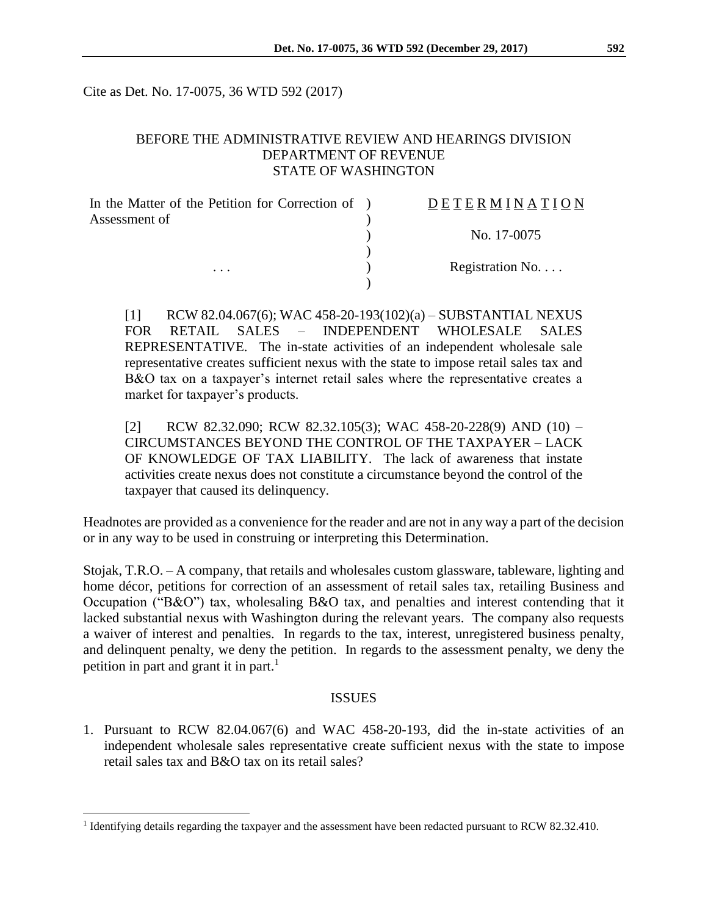Cite as Det. No. 17-0075, 36 WTD 592 (2017)

BEFORE THE ADMINISTRATIVE REVIEW AND HEARINGS DIVISION
DEPARTMENT OF REVENUE
STATE OF WASHINGTON

| | | |
|---|---|---|
| In the Matter of the Petition for Correction of Assessment of | ) | D E T E R M I N A T I O N |
| | ) | |
| | ) | No. 17-0075 |
| | ) | |
| . . . | ) | Registration No. . . . |
| | ) | |

[1] RCW 82.04.067(6); WAC 458-20-193(102)(a) – SUBSTANTIAL NEXUS FOR RETAIL SALES – INDEPENDENT WHOLESALE SALES REPRESENTATIVE. The in-state activities of an independent wholesale sale representative creates sufficient nexus with the state to impose retail sales tax and B&O tax on a taxpayer's internet retail sales where the representative creates a market for taxpayer's products.

[2] RCW 82.32.090; RCW 82.32.105(3); WAC 458-20-228(9) AND (10) – CIRCUMSTANCES BEYOND THE CONTROL OF THE TAXPAYER – LACK OF KNOWLEDGE OF TAX LIABILITY. The lack of awareness that instate activities create nexus does not constitute a circumstance beyond the control of the taxpayer that caused its delinquency.

Headnotes are provided as a convenience for the reader and are not in any way a part of the decision or in any way to be used in construing or interpreting this Determination.

Stojak, T.R.O. – A company, that retails and wholesales custom glassware, tableware, lighting and home décor, petitions for correction of an assessment of retail sales tax, retailing Business and Occupation ("B&O") tax, wholesaling B&O tax, and penalties and interest contending that it lacked substantial nexus with Washington during the relevant years. The company also requests a waiver of interest and penalties. In regards to the tax, interest, unregistered business penalty, and delinquent penalty, we deny the petition. In regards to the assessment penalty, we deny the petition in part and grant it in part.[1]

## ISSUES

1. Pursuant to RCW 82.04.067(6) and WAC 458-20-193, did the in-state activities of an independent wholesale sales representative create sufficient nexus with the state to impose retail sales tax and B&O tax on its retail sales?

[1] Identifying details regarding the taxpayer and the assessment have been redacted pursuant to RCW 82.32.410.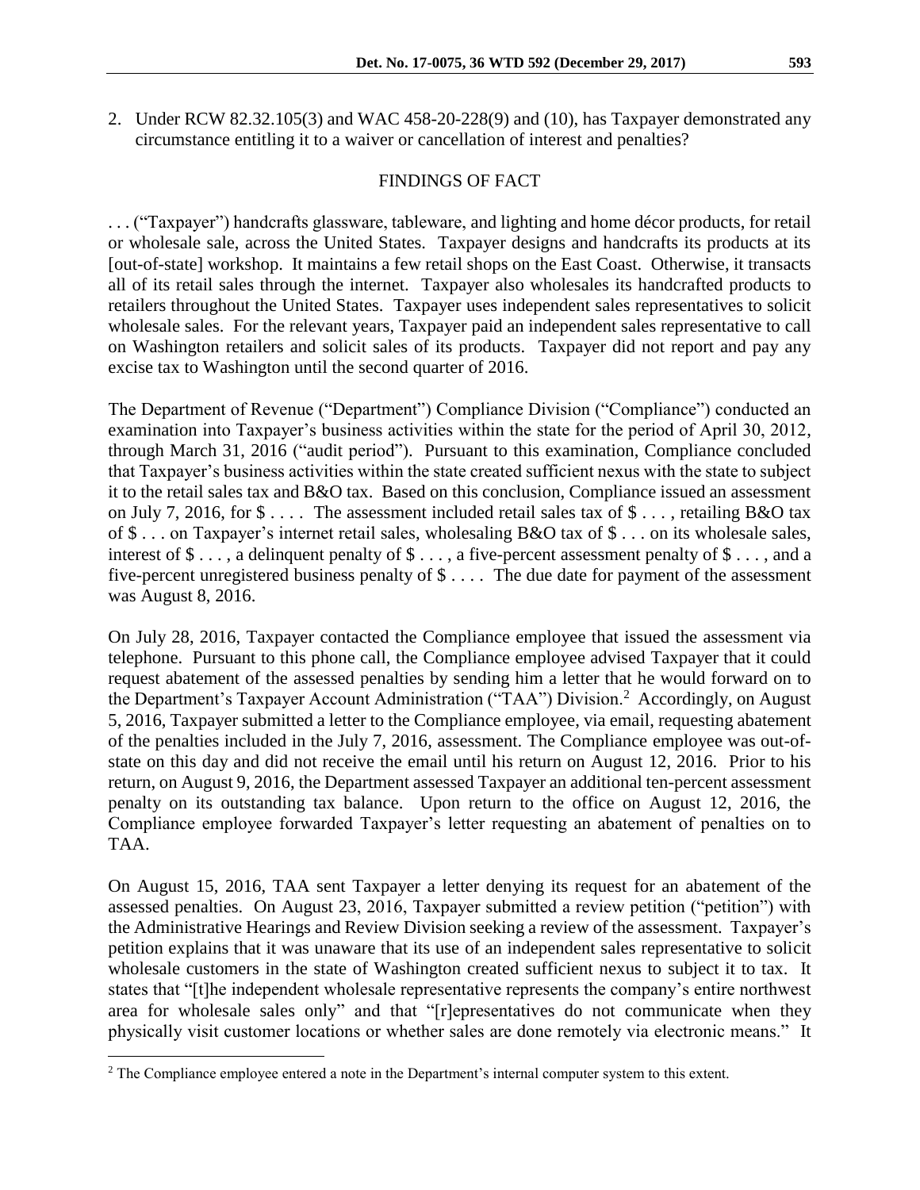2. Under RCW 82.32.105(3) and WAC 458-20-228(9) and (10), has Taxpayer demonstrated any circumstance entitling it to a waiver or cancellation of interest and penalties?

## FINDINGS OF FACT

. . . ("Taxpayer") handcrafts glassware, tableware, and lighting and home décor products, for retail or wholesale sale, across the United States. Taxpayer designs and handcrafts its products at its [out-of-state] workshop. It maintains a few retail shops on the East Coast. Otherwise, it transacts all of its retail sales through the internet. Taxpayer also wholesales its handcrafted products to retailers throughout the United States. Taxpayer uses independent sales representatives to solicit wholesale sales. For the relevant years, Taxpayer paid an independent sales representative to call on Washington retailers and solicit sales of its products. Taxpayer did not report and pay any excise tax to Washington until the second quarter of 2016.

The Department of Revenue ("Department") Compliance Division ("Compliance") conducted an examination into Taxpayer's business activities within the state for the period of April 30, 2012, through March 31, 2016 ("audit period"). Pursuant to this examination, Compliance concluded that Taxpayer's business activities within the state created sufficient nexus with the state to subject it to the retail sales tax and B&O tax. Based on this conclusion, Compliance issued an assessment on July 7, 2016, for $ . . . . The assessment included retail sales tax of $ . . . , retailing B&O tax of $ . . . on Taxpayer's internet retail sales, wholesaling B&O tax of $ . . . on its wholesale sales, interest of $ . . . , a delinquent penalty of $ . . . , a five-percent assessment penalty of $ . . . , and a five-percent unregistered business penalty of $ . . . . The due date for payment of the assessment was August 8, 2016.

On July 28, 2016, Taxpayer contacted the Compliance employee that issued the assessment via telephone. Pursuant to this phone call, the Compliance employee advised Taxpayer that it could request abatement of the assessed penalties by sending him a letter that he would forward on to the Department's Taxpayer Account Administration ("TAA") Division.[2] Accordingly, on August 5, 2016, Taxpayer submitted a letter to the Compliance employee, via email, requesting abatement of the penalties included in the July 7, 2016, assessment. The Compliance employee was out-of-state on this day and did not receive the email until his return on August 12, 2016. Prior to his return, on August 9, 2016, the Department assessed Taxpayer an additional ten-percent assessment penalty on its outstanding tax balance. Upon return to the office on August 12, 2016, the Compliance employee forwarded Taxpayer's letter requesting an abatement of penalties on to TAA.

On August 15, 2016, TAA sent Taxpayer a letter denying its request for an abatement of the assessed penalties. On August 23, 2016, Taxpayer submitted a review petition ("petition") with the Administrative Hearings and Review Division seeking a review of the assessment. Taxpayer's petition explains that it was unaware that its use of an independent sales representative to solicit wholesale customers in the state of Washington created sufficient nexus to subject it to tax. It states that "[t]he independent wholesale representative represents the company's entire northwest area for wholesale sales only" and that "[r]epresentatives do not communicate when they physically visit customer locations or whether sales are done remotely via electronic means." It

[2] The Compliance employee entered a note in the Department's internal computer system to this extent.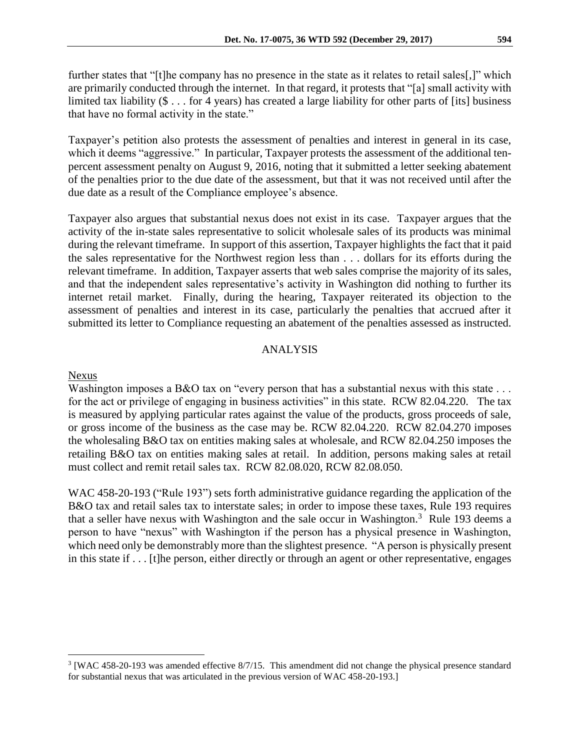further states that "[t]he company has no presence in the state as it relates to retail sales[,]" which are primarily conducted through the internet. In that regard, it protests that "[a] small activity with limited tax liability ($ . . . for 4 years) has created a large liability for other parts of [its] business that have no formal activity in the state."

Taxpayer's petition also protests the assessment of penalties and interest in general in its case, which it deems "aggressive." In particular, Taxpayer protests the assessment of the additional ten-percent assessment penalty on August 9, 2016, noting that it submitted a letter seeking abatement of the penalties prior to the due date of the assessment, but that it was not received until after the due date as a result of the Compliance employee's absence.

Taxpayer also argues that substantial nexus does not exist in its case. Taxpayer argues that the activity of the in-state sales representative to solicit wholesale sales of its products was minimal during the relevant timeframe. In support of this assertion, Taxpayer highlights the fact that it paid the sales representative for the Northwest region less than . . . dollars for its efforts during the relevant timeframe. In addition, Taxpayer asserts that web sales comprise the majority of its sales, and that the independent sales representative's activity in Washington did nothing to further its internet retail market. Finally, during the hearing, Taxpayer reiterated its objection to the assessment of penalties and interest in its case, particularly the penalties that accrued after it submitted its letter to Compliance requesting an abatement of the penalties assessed as instructed.

## ANALYSIS

### Nexus

Washington imposes a B&O tax on "every person that has a substantial nexus with this state . . . for the act or privilege of engaging in business activities" in this state. RCW 82.04.220. The tax is measured by applying particular rates against the value of the products, gross proceeds of sale, or gross income of the business as the case may be. RCW 82.04.220. RCW 82.04.270 imposes the wholesaling B&O tax on entities making sales at wholesale, and RCW 82.04.250 imposes the retailing B&O tax on entities making sales at retail. In addition, persons making sales at retail must collect and remit retail sales tax. RCW 82.08.020, RCW 82.08.050.

WAC 458-20-193 ("Rule 193") sets forth administrative guidance regarding the application of the B&O tax and retail sales tax to interstate sales; in order to impose these taxes, Rule 193 requires that a seller have nexus with Washington and the sale occur in Washington.[3] Rule 193 deems a person to have "nexus" with Washington if the person has a physical presence in Washington, which need only be demonstrably more than the slightest presence. "A person is physically present in this state if . . . [t]he person, either directly or through an agent or other representative, engages

---

[3] [WAC 458-20-193 was amended effective 8/7/15. This amendment did not change the physical presence standard for substantial nexus that was articulated in the previous version of WAC 458-20-193.]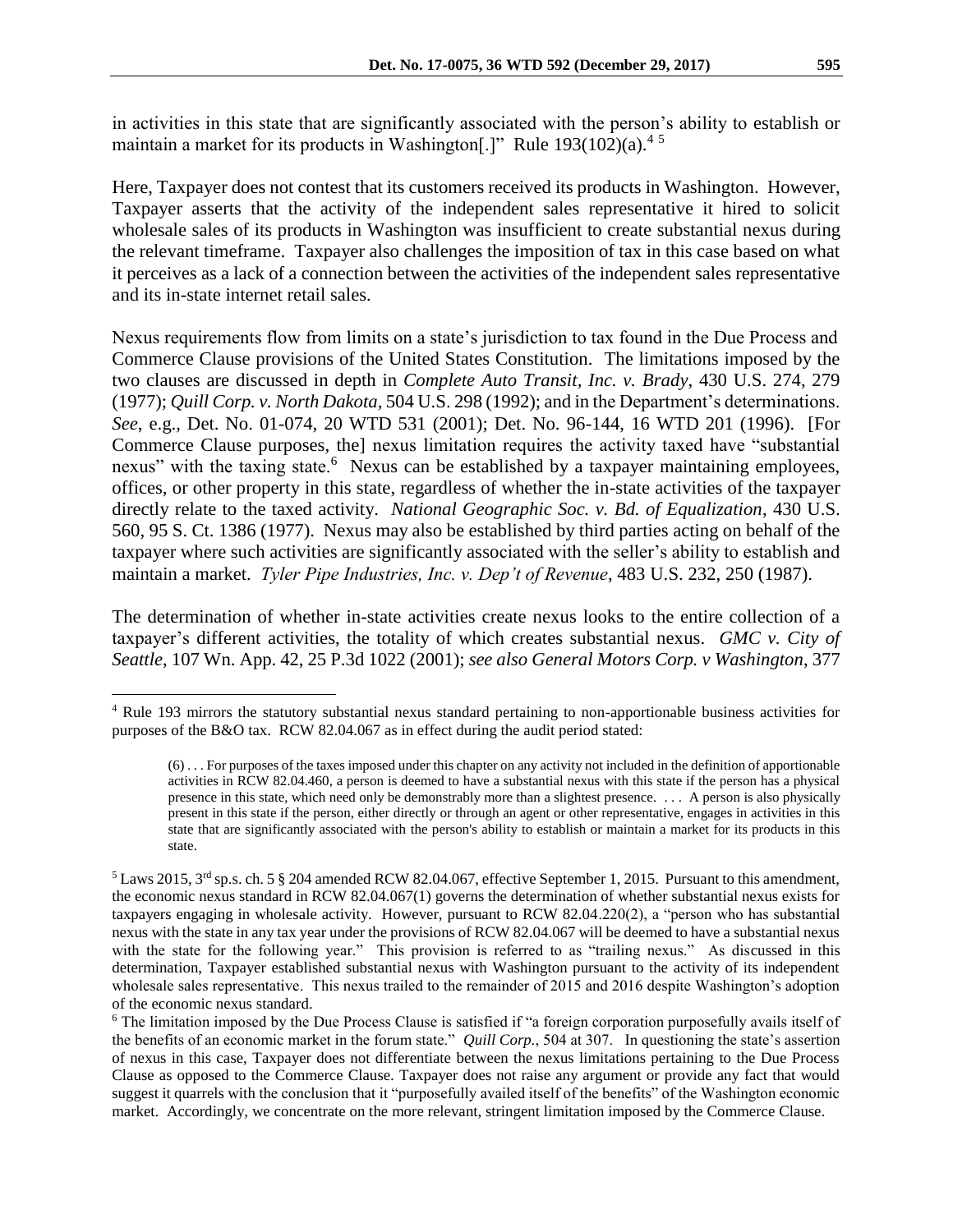in activities in this state that are significantly associated with the person's ability to establish or maintain a market for its products in Washington[.]" Rule 193(102)(a).[4] [5]

Here, Taxpayer does not contest that its customers received its products in Washington. However, Taxpayer asserts that the activity of the independent sales representative it hired to solicit wholesale sales of its products in Washington was insufficient to create substantial nexus during the relevant timeframe. Taxpayer also challenges the imposition of tax in this case based on what it perceives as a lack of a connection between the activities of the independent sales representative and its in-state internet retail sales.

Nexus requirements flow from limits on a state's jurisdiction to tax found in the Due Process and Commerce Clause provisions of the United States Constitution. The limitations imposed by the two clauses are discussed in depth in *Complete Auto Transit, Inc. v. Brady*, 430 U.S. 274, 279 (1977); *Quill Corp. v. North Dakota*, 504 U.S. 298 (1992); and in the Department's determinations. *See*, e.g., Det. No. 01-074, 20 WTD 531 (2001); Det. No. 96-144, 16 WTD 201 (1996). [For Commerce Clause purposes, the] nexus limitation requires the activity taxed have "substantial nexus" with the taxing state.[6] Nexus can be established by a taxpayer maintaining employees, offices, or other property in this state, regardless of whether the in-state activities of the taxpayer directly relate to the taxed activity. *National Geographic Soc. v. Bd. of Equalization*, 430 U.S. 560, 95 S. Ct. 1386 (1977). Nexus may also be established by third parties acting on behalf of the taxpayer where such activities are significantly associated with the seller's ability to establish and maintain a market. *Tyler Pipe Industries, Inc. v. Dep't of Revenue*, 483 U.S. 232, 250 (1987).

The determination of whether in-state activities create nexus looks to the entire collection of a taxpayer's different activities, the totality of which creates substantial nexus. *GMC v. City of Seattle*, 107 Wn. App. 42, 25 P.3d 1022 (2001); *see also General Motors Corp. v Washington*, 377

---

[4] Rule 193 mirrors the statutory substantial nexus standard pertaining to non-apportionable business activities for purposes of the B&O tax. RCW 82.04.067 as in effect during the audit period stated:

> (6) . . . For purposes of the taxes imposed under this chapter on any activity not included in the definition of apportionable activities in RCW 82.04.460, a person is deemed to have a substantial nexus with this state if the person has a physical presence in this state, which need only be demonstrably more than a slightest presence. . . . A person is also physically present in this state if the person, either directly or through an agent or other representative, engages in activities in this state that are significantly associated with the person's ability to establish or maintain a market for its products in this state.

[5] Laws 2015, 3rd sp.s. ch. 5 § 204 amended RCW 82.04.067, effective September 1, 2015. Pursuant to this amendment, the economic nexus standard in RCW 82.04.067(1) governs the determination of whether substantial nexus exists for taxpayers engaging in wholesale activity. However, pursuant to RCW 82.04.220(2), a "person who has substantial nexus with the state in any tax year under the provisions of RCW 82.04.067 will be deemed to have a substantial nexus with the state for the following year." This provision is referred to as "trailing nexus." As discussed in this determination, Taxpayer established substantial nexus with Washington pursuant to the activity of its independent wholesale sales representative. This nexus trailed to the remainder of 2015 and 2016 despite Washington's adoption of the economic nexus standard.

[6] The limitation imposed by the Due Process Clause is satisfied if "a foreign corporation purposefully avails itself of the benefits of an economic market in the forum state." *Quill Corp.*, 504 at 307. In questioning the state's assertion of nexus in this case, Taxpayer does not differentiate between the nexus limitations pertaining to the Due Process Clause as opposed to the Commerce Clause. Taxpayer does not raise any argument or provide any fact that would suggest it quarrels with the conclusion that it "purposefully availed itself of the benefits" of the Washington economic market. Accordingly, we concentrate on the more relevant, stringent limitation imposed by the Commerce Clause.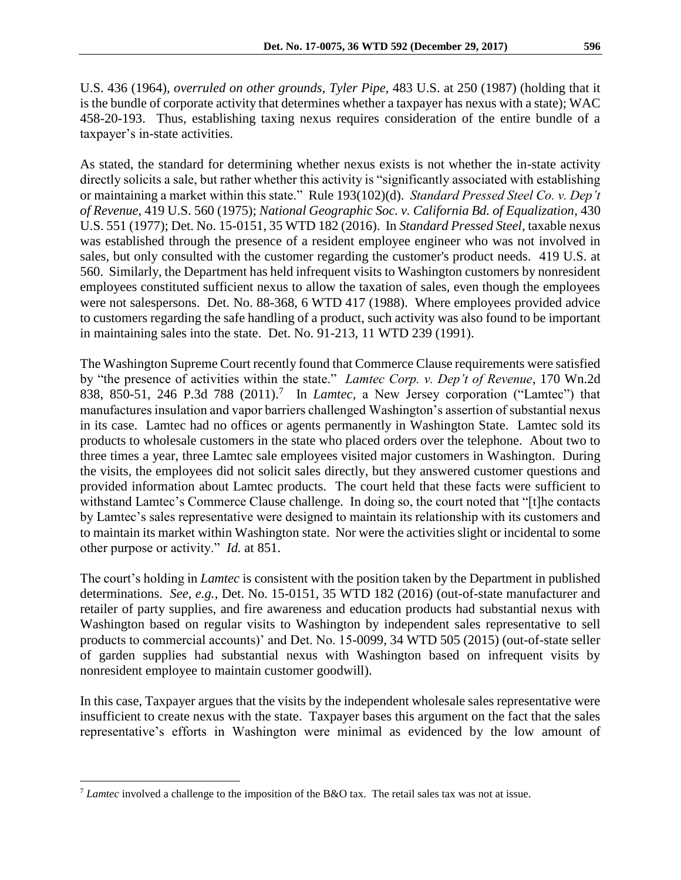U.S. 436 (1964), *overruled on other grounds*, *Tyler Pipe*, 483 U.S. at 250 (1987) (holding that it is the bundle of corporate activity that determines whether a taxpayer has nexus with a state); WAC 458-20-193. Thus, establishing taxing nexus requires consideration of the entire bundle of a taxpayer's in-state activities.

As stated, the standard for determining whether nexus exists is not whether the in-state activity directly solicits a sale, but rather whether this activity is "significantly associated with establishing or maintaining a market within this state." Rule 193(102)(d). *Standard Pressed Steel Co. v. Dep't of Revenue*, 419 U.S. 560 (1975); *National Geographic Soc. v. California Bd. of Equalization*, 430 U.S. 551 (1977); Det. No. 15-0151, 35 WTD 182 (2016). In *Standard Pressed Steel*, taxable nexus was established through the presence of a resident employee engineer who was not involved in sales, but only consulted with the customer regarding the customer's product needs. 419 U.S. at 560. Similarly, the Department has held infrequent visits to Washington customers by nonresident employees constituted sufficient nexus to allow the taxation of sales, even though the employees were not salespersons. Det. No. 88-368, 6 WTD 417 (1988). Where employees provided advice to customers regarding the safe handling of a product, such activity was also found to be important in maintaining sales into the state. Det. No. 91-213, 11 WTD 239 (1991).

The Washington Supreme Court recently found that Commerce Clause requirements were satisfied by "the presence of activities within the state." *Lamtec Corp. v. Dep't of Revenue*, 170 Wn.2d 838, 850-51, 246 P.3d 788 (2011).[7] In *Lamtec*, a New Jersey corporation ("Lamtec") that manufactures insulation and vapor barriers challenged Washington's assertion of substantial nexus in its case. Lamtec had no offices or agents permanently in Washington State. Lamtec sold its products to wholesale customers in the state who placed orders over the telephone. About two to three times a year, three Lamtec sale employees visited major customers in Washington. During the visits, the employees did not solicit sales directly, but they answered customer questions and provided information about Lamtec products. The court held that these facts were sufficient to withstand Lamtec's Commerce Clause challenge. In doing so, the court noted that "[t]he contacts by Lamtec's sales representative were designed to maintain its relationship with its customers and to maintain its market within Washington state. Nor were the activities slight or incidental to some other purpose or activity." *Id.* at 851.

The court's holding in *Lamtec* is consistent with the position taken by the Department in published determinations. *See, e.g.*, Det. No. 15-0151, 35 WTD 182 (2016) (out-of-state manufacturer and retailer of party supplies, and fire awareness and education products had substantial nexus with Washington based on regular visits to Washington by independent sales representative to sell products to commercial accounts)' and Det. No. 15-0099, 34 WTD 505 (2015) (out-of-state seller of garden supplies had substantial nexus with Washington based on infrequent visits by nonresident employee to maintain customer goodwill).

In this case, Taxpayer argues that the visits by the independent wholesale sales representative were insufficient to create nexus with the state. Taxpayer bases this argument on the fact that the sales representative's efforts in Washington were minimal as evidenced by the low amount of

[7] *Lamtec* involved a challenge to the imposition of the B&O tax. The retail sales tax was not at issue.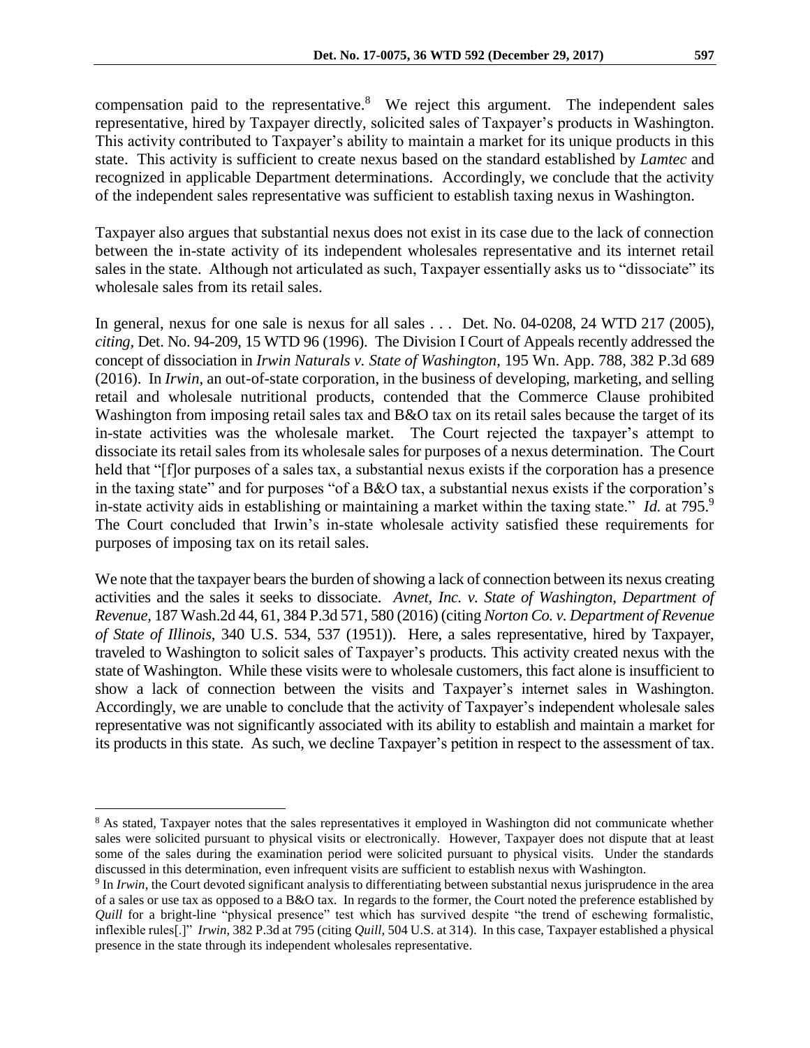compensation paid to the representative.[8] We reject this argument. The independent sales representative, hired by Taxpayer directly, solicited sales of Taxpayer's products in Washington. This activity contributed to Taxpayer's ability to maintain a market for its unique products in this state. This activity is sufficient to create nexus based on the standard established by *Lamtec* and recognized in applicable Department determinations. Accordingly, we conclude that the activity of the independent sales representative was sufficient to establish taxing nexus in Washington.

Taxpayer also argues that substantial nexus does not exist in its case due to the lack of connection between the in-state activity of its independent wholesales representative and its internet retail sales in the state. Although not articulated as such, Taxpayer essentially asks us to "dissociate" its wholesale sales from its retail sales.

In general, nexus for one sale is nexus for all sales . . . Det. No. 04-0208, 24 WTD 217 (2005), *citing,* Det. No. 94-209, 15 WTD 96 (1996). The Division I Court of Appeals recently addressed the concept of dissociation in *Irwin Naturals v. State of Washington*, 195 Wn. App. 788, 382 P.3d 689 (2016). In *Irwin*, an out-of-state corporation, in the business of developing, marketing, and selling retail and wholesale nutritional products, contended that the Commerce Clause prohibited Washington from imposing retail sales tax and B&O tax on its retail sales because the target of its in-state activities was the wholesale market. The Court rejected the taxpayer's attempt to dissociate its retail sales from its wholesale sales for purposes of a nexus determination. The Court held that "[f]or purposes of a sales tax, a substantial nexus exists if the corporation has a presence in the taxing state" and for purposes "of a B&O tax, a substantial nexus exists if the corporation's in-state activity aids in establishing or maintaining a market within the taxing state." *Id.* at 795.[9] The Court concluded that Irwin's in-state wholesale activity satisfied these requirements for purposes of imposing tax on its retail sales.

We note that the taxpayer bears the burden of showing a lack of connection between its nexus creating activities and the sales it seeks to dissociate. *Avnet, Inc. v. State of Washington, Department of Revenue*, 187 Wash.2d 44, 61, 384 P.3d 571, 580 (2016) (citing *Norton Co. v. Department of Revenue of State of Illinois*, 340 U.S. 534, 537 (1951)). Here, a sales representative, hired by Taxpayer, traveled to Washington to solicit sales of Taxpayer's products. This activity created nexus with the state of Washington. While these visits were to wholesale customers, this fact alone is insufficient to show a lack of connection between the visits and Taxpayer's internet sales in Washington. Accordingly, we are unable to conclude that the activity of Taxpayer's independent wholesale sales representative was not significantly associated with its ability to establish and maintain a market for its products in this state. As such, we decline Taxpayer's petition in respect to the assessment of tax.

---

[8] As stated, Taxpayer notes that the sales representatives it employed in Washington did not communicate whether sales were solicited pursuant to physical visits or electronically. However, Taxpayer does not dispute that at least some of the sales during the examination period were solicited pursuant to physical visits. Under the standards discussed in this determination, even infrequent visits are sufficient to establish nexus with Washington.

[9] In *Irwin*, the Court devoted significant analysis to differentiating between substantial nexus jurisprudence in the area of a sales or use tax as opposed to a B&O tax. In regards to the former, the Court noted the preference established by *Quill* for a bright-line "physical presence" test which has survived despite "the trend of eschewing formalistic, inflexible rules[.]" *Irwin,* 382 P.3d at 795 (citing *Quill,* 504 U.S. at 314). In this case, Taxpayer established a physical presence in the state through its independent wholesales representative.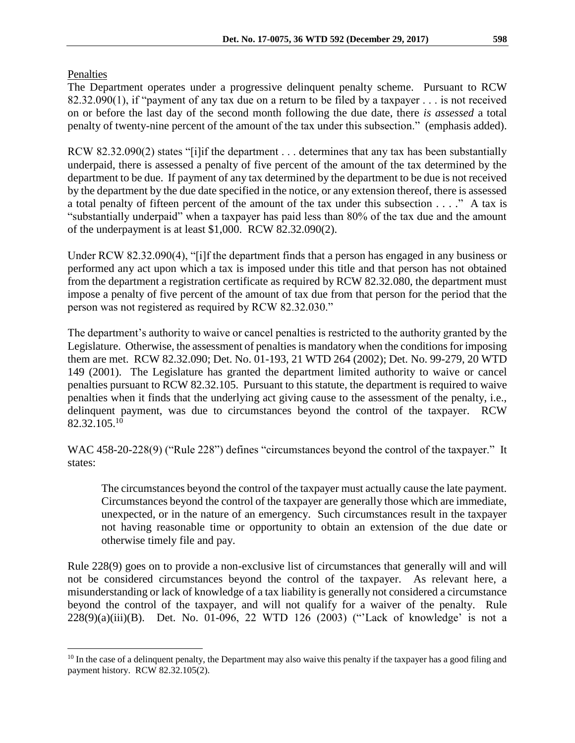Penalties

The Department operates under a progressive delinquent penalty scheme. Pursuant to RCW 82.32.090(1), if "payment of any tax due on a return to be filed by a taxpayer . . . is not received on or before the last day of the second month following the due date, there *is assessed* a total penalty of twenty-nine percent of the amount of the tax under this subsection." (emphasis added).

RCW 82.32.090(2) states "[i]if the department . . . determines that any tax has been substantially underpaid, there is assessed a penalty of five percent of the amount of the tax determined by the department to be due. If payment of any tax determined by the department to be due is not received by the department by the due date specified in the notice, or any extension thereof, there is assessed a total penalty of fifteen percent of the amount of the tax under this subsection . . . ." A tax is "substantially underpaid" when a taxpayer has paid less than 80% of the tax due and the amount of the underpayment is at least $1,000. RCW 82.32.090(2).

Under RCW 82.32.090(4), "[i]f the department finds that a person has engaged in any business or performed any act upon which a tax is imposed under this title and that person has not obtained from the department a registration certificate as required by RCW 82.32.080, the department must impose a penalty of five percent of the amount of tax due from that person for the period that the person was not registered as required by RCW 82.32.030."

The department's authority to waive or cancel penalties is restricted to the authority granted by the Legislature. Otherwise, the assessment of penalties is mandatory when the conditions for imposing them are met. RCW 82.32.090; Det. No. 01-193, 21 WTD 264 (2002); Det. No. 99-279, 20 WTD 149 (2001). The Legislature has granted the department limited authority to waive or cancel penalties pursuant to RCW 82.32.105. Pursuant to this statute, the department is required to waive penalties when it finds that the underlying act giving cause to the assessment of the penalty, i.e., delinquent payment, was due to circumstances beyond the control of the taxpayer. RCW 82.32.105.[10]

WAC 458-20-228(9) ("Rule 228") defines "circumstances beyond the control of the taxpayer." It states:

> The circumstances beyond the control of the taxpayer must actually cause the late payment. Circumstances beyond the control of the taxpayer are generally those which are immediate, unexpected, or in the nature of an emergency. Such circumstances result in the taxpayer not having reasonable time or opportunity to obtain an extension of the due date or otherwise timely file and pay.

Rule 228(9) goes on to provide a non-exclusive list of circumstances that generally will and will not be considered circumstances beyond the control of the taxpayer. As relevant here, a misunderstanding or lack of knowledge of a tax liability is generally not considered a circumstance beyond the control of the taxpayer, and will not qualify for a waiver of the penalty. Rule 228(9)(a)(iii)(B). Det. No. 01-096, 22 WTD 126 (2003) ("'Lack of knowledge' is not a

[10] In the case of a delinquent penalty, the Department may also waive this penalty if the taxpayer has a good filing and payment history. RCW 82.32.105(2).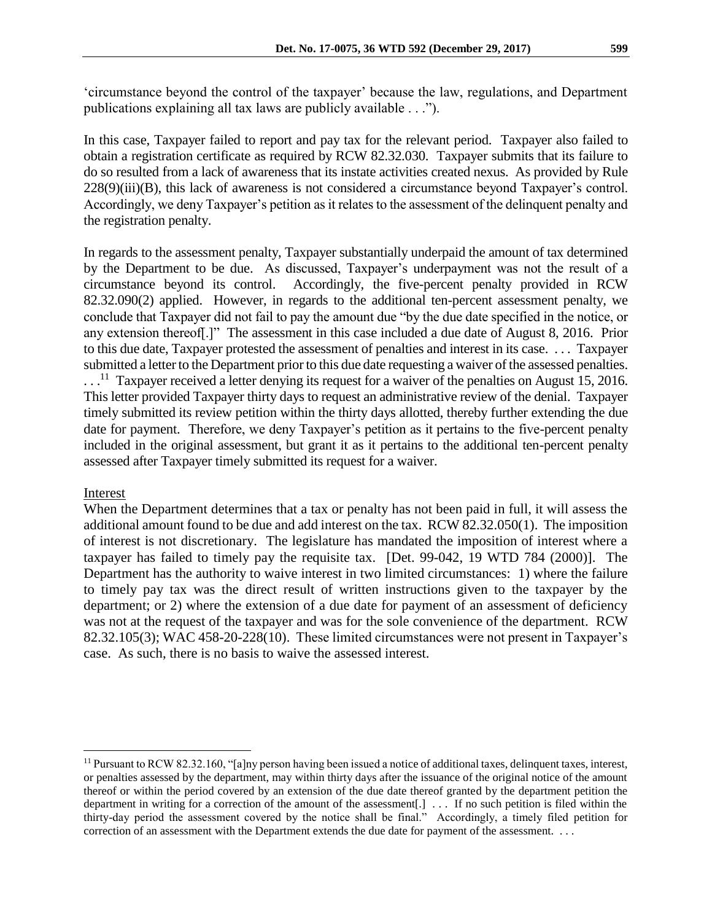'circumstance beyond the control of the taxpayer' because the law, regulations, and Department publications explaining all tax laws are publicly available . . .").

In this case, Taxpayer failed to report and pay tax for the relevant period. Taxpayer also failed to obtain a registration certificate as required by RCW 82.32.030. Taxpayer submits that its failure to do so resulted from a lack of awareness that its instate activities created nexus. As provided by Rule 228(9)(iii)(B), this lack of awareness is not considered a circumstance beyond Taxpayer's control. Accordingly, we deny Taxpayer's petition as it relates to the assessment of the delinquent penalty and the registration penalty.

In regards to the assessment penalty, Taxpayer substantially underpaid the amount of tax determined by the Department to be due. As discussed, Taxpayer's underpayment was not the result of a circumstance beyond its control. Accordingly, the five-percent penalty provided in RCW 82.32.090(2) applied. However, in regards to the additional ten-percent assessment penalty, we conclude that Taxpayer did not fail to pay the amount due "by the due date specified in the notice, or any extension thereof[.]" The assessment in this case included a due date of August 8, 2016. Prior to this due date, Taxpayer protested the assessment of penalties and interest in its case. . . . Taxpayer submitted a letter to the Department prior to this due date requesting a waiver of the assessed penalties. . . .[11] Taxpayer received a letter denying its request for a waiver of the penalties on August 15, 2016. This letter provided Taxpayer thirty days to request an administrative review of the denial. Taxpayer timely submitted its review petition within the thirty days allotted, thereby further extending the due date for payment. Therefore, we deny Taxpayer's petition as it pertains to the five-percent penalty included in the original assessment, but grant it as it pertains to the additional ten-percent penalty assessed after Taxpayer timely submitted its request for a waiver.

Interest

When the Department determines that a tax or penalty has not been paid in full, it will assess the additional amount found to be due and add interest on the tax. RCW 82.32.050(1). The imposition of interest is not discretionary. The legislature has mandated the imposition of interest where a taxpayer has failed to timely pay the requisite tax. [Det. 99-042, 19 WTD 784 (2000)]. The Department has the authority to waive interest in two limited circumstances: 1) where the failure to timely pay tax was the direct result of written instructions given to the taxpayer by the department; or 2) where the extension of a due date for payment of an assessment of deficiency was not at the request of the taxpayer and was for the sole convenience of the department. RCW 82.32.105(3); WAC 458-20-228(10). These limited circumstances were not present in Taxpayer's case. As such, there is no basis to waive the assessed interest.

---

[11] Pursuant to RCW 82.32.160, "[a]ny person having been issued a notice of additional taxes, delinquent taxes, interest, or penalties assessed by the department, may within thirty days after the issuance of the original notice of the amount thereof or within the period covered by an extension of the due date thereof granted by the department petition the department in writing for a correction of the amount of the assessment[.] . . . If no such petition is filed within the thirty-day period the assessment covered by the notice shall be final." Accordingly, a timely filed petition for correction of an assessment with the Department extends the due date for payment of the assessment. . . .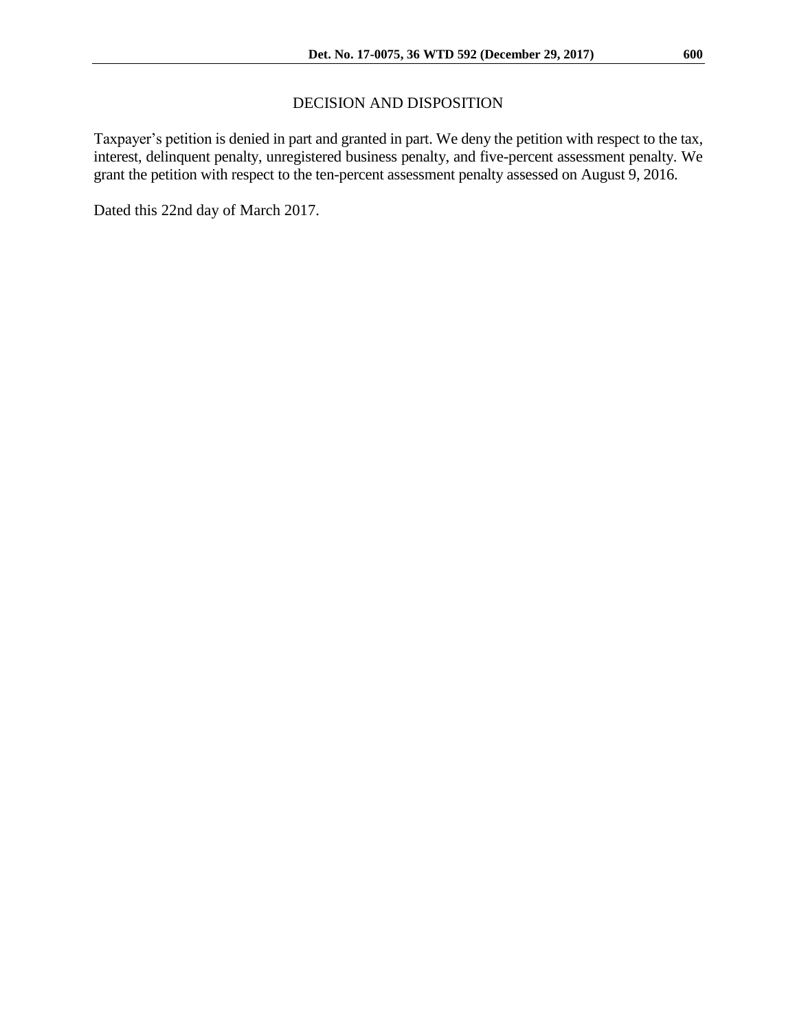## DECISION AND DISPOSITION

Taxpayer's petition is denied in part and granted in part. We deny the petition with respect to the tax, interest, delinquent penalty, unregistered business penalty, and five-percent assessment penalty. We grant the petition with respect to the ten-percent assessment penalty assessed on August 9, 2016.

Dated this 22nd day of March 2017.